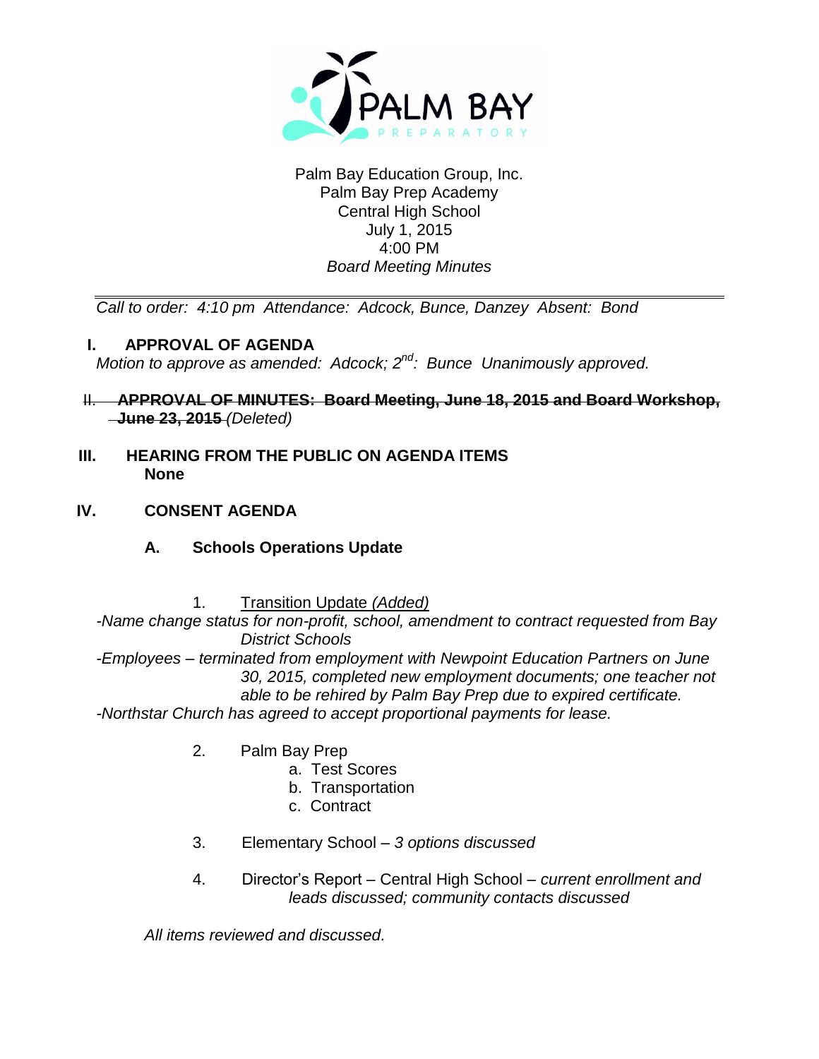Palm Bay Education Group, Inc.
Palm Bay Prep Academy
Central High School
July 1, 2015
4:00 PM
*Board Meeting Minutes*

---

*Call to order: 4:10 pm Attendance: Adcock, Bunce, Danzey Absent: Bond*

## I. APPROVAL OF AGENDA

*Motion to approve as amended: Adcock; 2nd: Bunce Unanimously approved.*

## ~~II. APPROVAL OF MINUTES: Board Meeting, June 18, 2015 and Board Workshop, June 23, 2015~~ *(Deleted)*

## III. HEARING FROM THE PUBLIC ON AGENDA ITEMS

**None**

## IV. CONSENT AGENDA

### A. Schools Operations Update

1. Transition Update *(Added)*

*-Name change status for non-profit, school, amendment to contract requested from Bay District Schools*

*-Employees – terminated from employment with Newpoint Education Partners on June 30, 2015, completed new employment documents; one teacher not able to be rehired by Palm Bay Prep due to expired certificate.*

*-Northstar Church has agreed to accept proportional payments for lease.*

2. Palm Bay Prep
   a. Test Scores
   b. Transportation
   c. Contract

3. Elementary School – *3 options discussed*

4. Director's Report – Central High School – *current enrollment and leads discussed; community contacts discussed*

*All items reviewed and discussed.*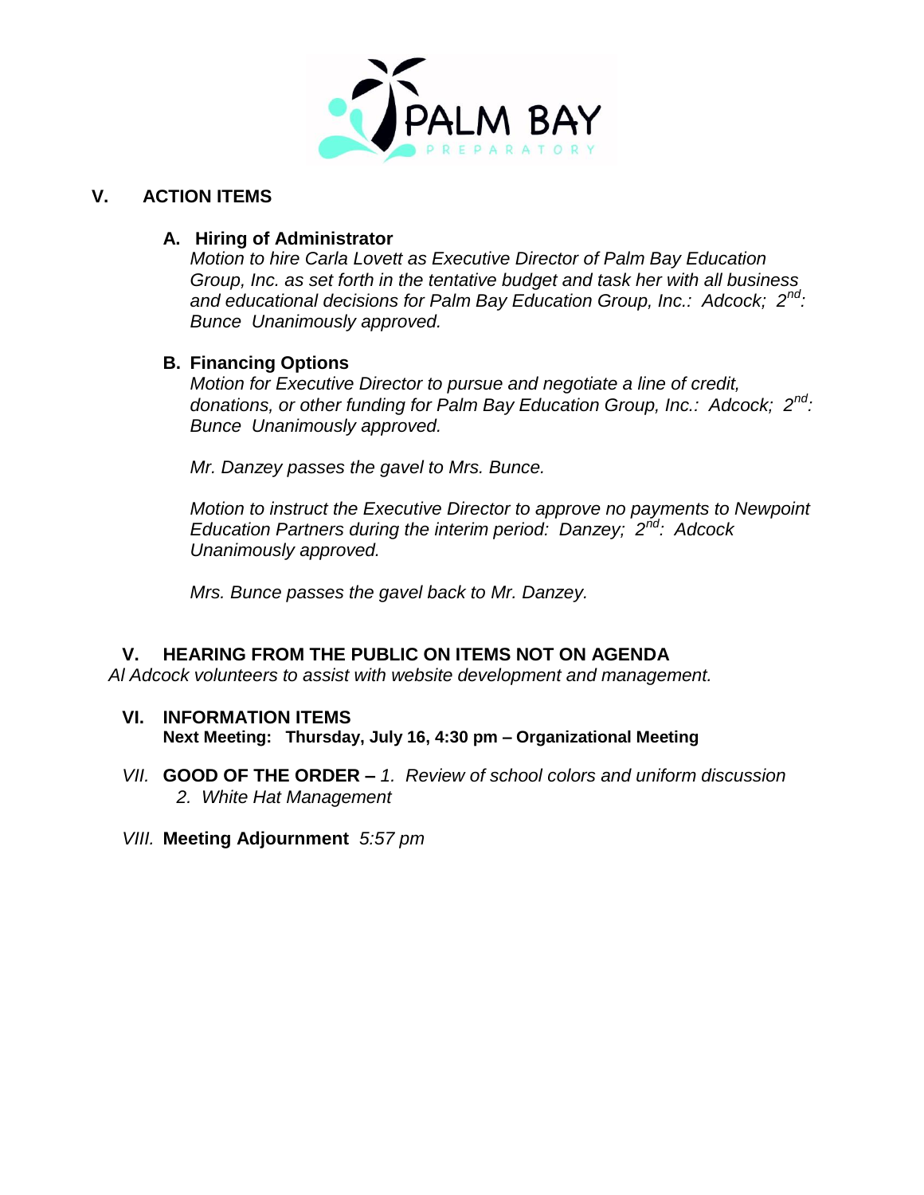## V. ACTION ITEMS

### A. Hiring of Administrator

*Motion to hire Carla Lovett as Executive Director of Palm Bay Education Group, Inc. as set forth in the tentative budget and task her with all business and educational decisions for Palm Bay Education Group, Inc.: Adcock; 2nd: Bunce Unanimously approved.*

### B. Financing Options

*Motion for Executive Director to pursue and negotiate a line of credit, donations, or other funding for Palm Bay Education Group, Inc.: Adcock; 2nd: Bunce Unanimously approved.*

*Mr. Danzey passes the gavel to Mrs. Bunce.*

*Motion to instruct the Executive Director to approve no payments to Newpoint Education Partners during the interim period: Danzey; 2nd: Adcock Unanimously approved.*

*Mrs. Bunce passes the gavel back to Mr. Danzey.*

## V. HEARING FROM THE PUBLIC ON ITEMS NOT ON AGENDA

*Al Adcock volunteers to assist with website development and management.*

## VI. INFORMATION ITEMS

**Next Meeting: Thursday, July 16, 4:30 pm – Organizational Meeting**

## *VII.* GOOD OF THE ORDER – *1. Review of school colors and uniform discussion*

*2. White Hat Management*

## *VIII.* Meeting Adjournment *5:57 pm*